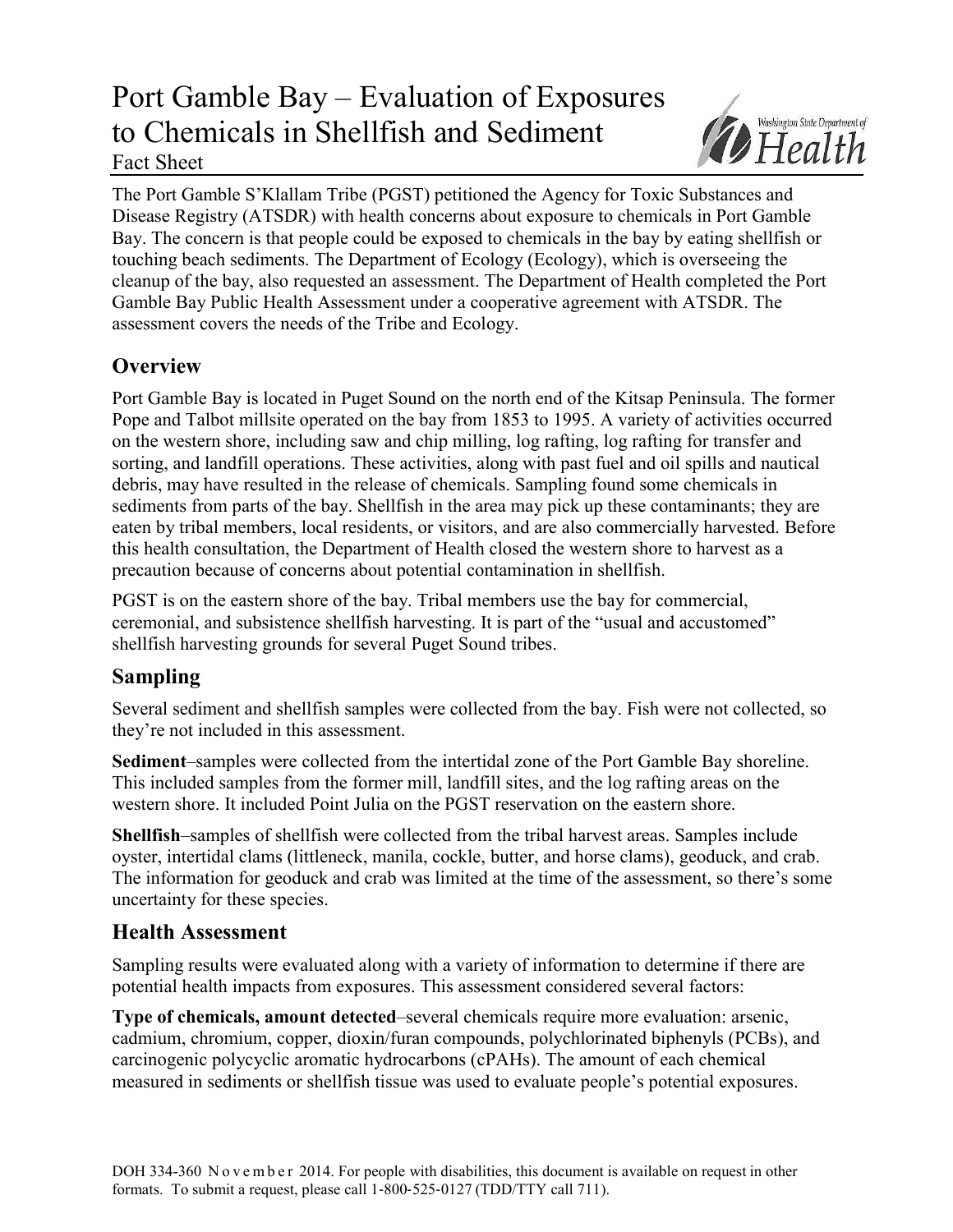# Port Gamble Bay – Evaluation of Exposures to Chemicals in Shellfish and Sediment

Fact Sheet

The Port Gamble S'Klallam Tribe (PGST) petitioned the Agency for Toxic Substances and Disease Registry (ATSDR) with health concerns about exposure to chemicals in Port Gamble Bay. The concern is that people could be exposed to chemicals in the bay by eating shellfish or touching beach sediments. The Department of Ecology (Ecology), which is overseeing the cleanup of the bay, also requested an assessment. The Department of Health completed the Port Gamble Bay Public Health Assessment under a cooperative agreement with ATSDR. The assessment covers the needs of the Tribe and Ecology.

## Overview

Port Gamble Bay is located in Puget Sound on the north end of the Kitsap Peninsula. The former Pope and Talbot millsite operated on the bay from 1853 to 1995. A variety of activities occurred on the western shore, including saw and chip milling, log rafting, log rafting for transfer and sorting, and landfill operations. These activities, along with past fuel and oil spills and nautical debris, may have resulted in the release of chemicals. Sampling found some chemicals in sediments from parts of the bay. Shellfish in the area may pick up these contaminants; they are eaten by tribal members, local residents, or visitors, and are also commercially harvested. Before this health consultation, the Department of Health closed the western shore to harvest as a precaution because of concerns about potential contamination in shellfish.

PGST is on the eastern shore of the bay. Tribal members use the bay for commercial, ceremonial, and subsistence shellfish harvesting. It is part of the "usual and accustomed" shellfish harvesting grounds for several Puget Sound tribes.

## Sampling

Several sediment and shellfish samples were collected from the bay. Fish were not collected, so they're not included in this assessment.

**Sediment**–samples were collected from the intertidal zone of the Port Gamble Bay shoreline. This included samples from the former mill, landfill sites, and the log rafting areas on the western shore. It included Point Julia on the PGST reservation on the eastern shore.

**Shellfish**–samples of shellfish were collected from the tribal harvest areas. Samples include oyster, intertidal clams (littleneck, manila, cockle, butter, and horse clams), geoduck, and crab. The information for geoduck and crab was limited at the time of the assessment, so there's some uncertainty for these species.

## Health Assessment

Sampling results were evaluated along with a variety of information to determine if there are potential health impacts from exposures. This assessment considered several factors:

**Type of chemicals, amount detected**–several chemicals require more evaluation: arsenic, cadmium, chromium, copper, dioxin/furan compounds, polychlorinated biphenyls (PCBs), and carcinogenic polycyclic aromatic hydrocarbons (cPAHs). The amount of each chemical measured in sediments or shellfish tissue was used to evaluate people's potential exposures.

DOH 334-360 November 2014. For people with disabilities, this document is available on request in other formats. To submit a request, please call 1-800-525-0127 (TDD/TTY call 711).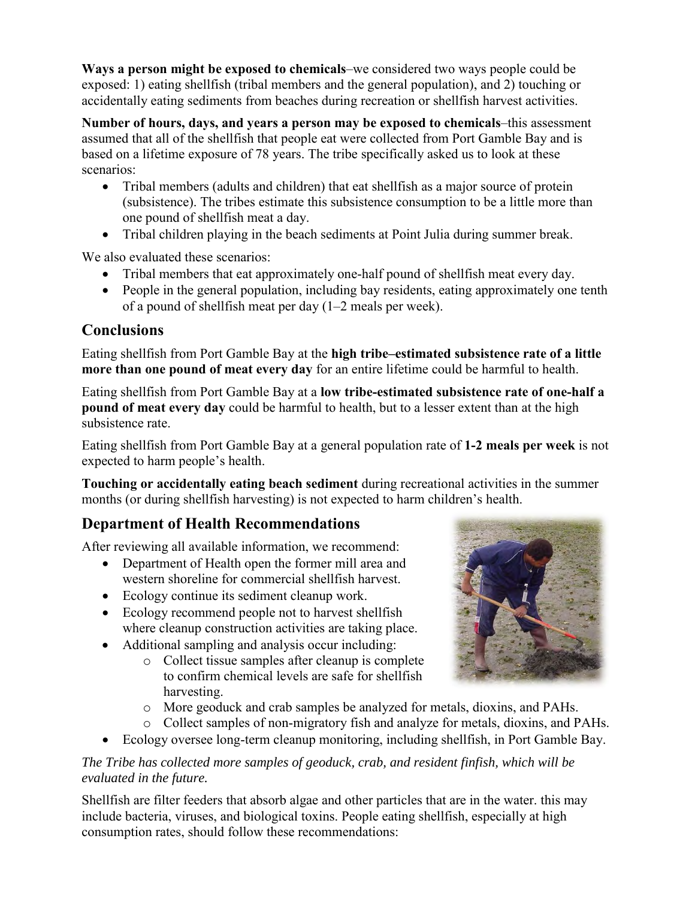**Ways a person might be exposed to chemicals**–we considered two ways people could be exposed: 1) eating shellfish (tribal members and the general population), and 2) touching or accidentally eating sediments from beaches during recreation or shellfish harvest activities.

**Number of hours, days, and years a person may be exposed to chemicals**–this assessment assumed that all of the shellfish that people eat were collected from Port Gamble Bay and is based on a lifetime exposure of 78 years. The tribe specifically asked us to look at these scenarios:

- Tribal members (adults and children) that eat shellfish as a major source of protein (subsistence). The tribes estimate this subsistence consumption to be a little more than one pound of shellfish meat a day.
- Tribal children playing in the beach sediments at Point Julia during summer break.

We also evaluated these scenarios:

- Tribal members that eat approximately one-half pound of shellfish meat every day.
- People in the general population, including bay residents, eating approximately one tenth of a pound of shellfish meat per day (1–2 meals per week).

## Conclusions

Eating shellfish from Port Gamble Bay at the **high tribe–estimated subsistence rate of a little more than one pound of meat every day** for an entire lifetime could be harmful to health.

Eating shellfish from Port Gamble Bay at a **low tribe-estimated subsistence rate of one-half a pound of meat every day** could be harmful to health, but to a lesser extent than at the high subsistence rate.

Eating shellfish from Port Gamble Bay at a general population rate of **1-2 meals per week** is not expected to harm people's health.

**Touching or accidentally eating beach sediment** during recreational activities in the summer months (or during shellfish harvesting) is not expected to harm children's health.

## Department of Health Recommendations

After reviewing all available information, we recommend:

- Department of Health open the former mill area and western shoreline for commercial shellfish harvest.
- Ecology continue its sediment cleanup work.
- Ecology recommend people not to harvest shellfish where cleanup construction activities are taking place.
- Additional sampling and analysis occur including:
  - Collect tissue samples after cleanup is complete to confirm chemical levels are safe for shellfish harvesting.
  - More geoduck and crab samples be analyzed for metals, dioxins, and PAHs.
  - Collect samples of non-migratory fish and analyze for metals, dioxins, and PAHs.
- Ecology oversee long-term cleanup monitoring, including shellfish, in Port Gamble Bay.

*The Tribe has collected more samples of geoduck, crab, and resident finfish, which will be evaluated in the future.*

Shellfish are filter feeders that absorb algae and other particles that are in the water. this may include bacteria, viruses, and biological toxins. People eating shellfish, especially at high consumption rates, should follow these recommendations: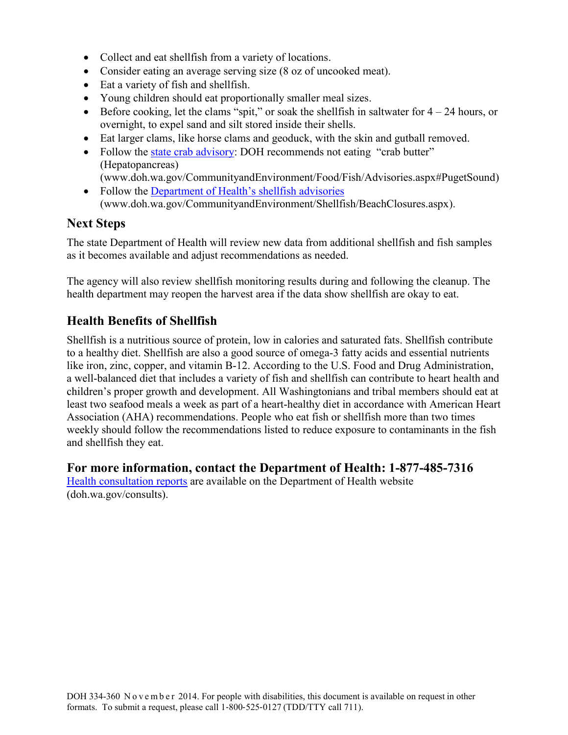- Collect and eat shellfish from a variety of locations.
- Consider eating an average serving size (8 oz of uncooked meat).
- Eat a variety of fish and shellfish.
- Young children should eat proportionally smaller meal sizes.
- Before cooking, let the clams "spit," or soak the shellfish in saltwater for 4 – 24 hours, or overnight, to expel sand and silt stored inside their shells.
- Eat larger clams, like horse clams and geoduck, with the skin and gutball removed.
- Follow the state crab advisory: DOH recommends not eating "crab butter" (Hepatopancreas) (www.doh.wa.gov/CommunityandEnvironment/Food/Fish/Advisories.aspx#PugetSound)
- Follow the Department of Health's shellfish advisories (www.doh.wa.gov/CommunityandEnvironment/Shellfish/BeachClosures.aspx).

## Next Steps

The state Department of Health will review new data from additional shellfish and fish samples as it becomes available and adjust recommendations as needed.

The agency will also review shellfish monitoring results during and following the cleanup. The health department may reopen the harvest area if the data show shellfish are okay to eat.

## Health Benefits of Shellfish

Shellfish is a nutritious source of protein, low in calories and saturated fats. Shellfish contribute to a healthy diet. Shellfish are also a good source of omega-3 fatty acids and essential nutrients like iron, zinc, copper, and vitamin B-12. According to the U.S. Food and Drug Administration, a well-balanced diet that includes a variety of fish and shellfish can contribute to heart health and children's proper growth and development. All Washingtonians and tribal members should eat at least two seafood meals a week as part of a heart-healthy diet in accordance with American Heart Association (AHA) recommendations. People who eat fish or shellfish more than two times weekly should follow the recommendations listed to reduce exposure to contaminants in the fish and shellfish they eat.

## For more information, contact the Department of Health: 1-877-485-7316

Health consultation reports are available on the Department of Health website (doh.wa.gov/consults).

DOH 334-360 November 2014. For people with disabilities, this document is available on request in other formats. To submit a request, please call 1-800-525-0127 (TDD/TTY call 711).